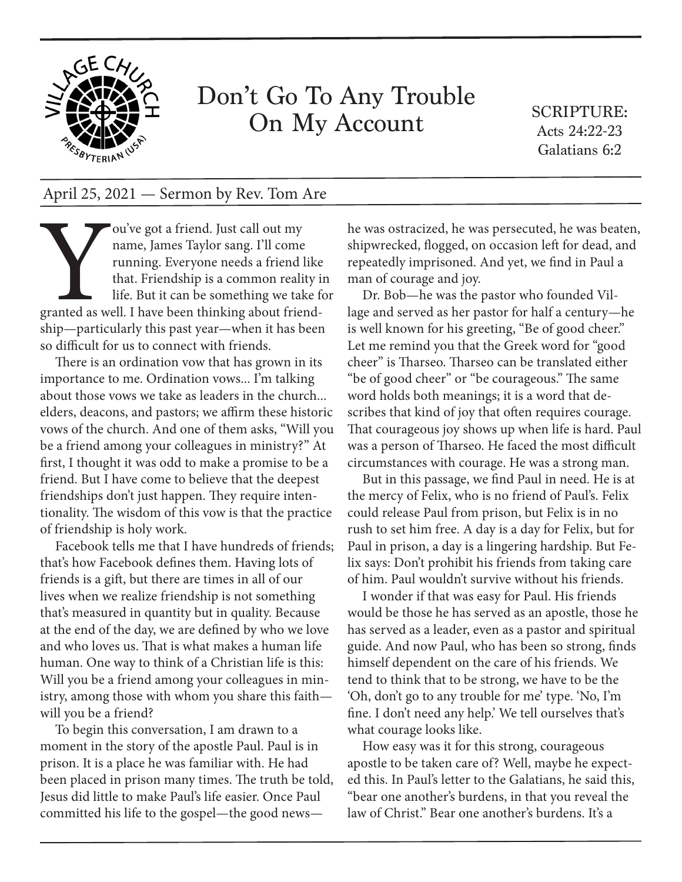# Don't Go To Any Trouble On My Account

SCRIPTURE:
Acts 24:22-23
Galatians 6:2

April 25, 2021 — Sermon by Rev. Tom Are

You've got a friend. Just call out my name, James Taylor sang. I'll come running. Everyone needs a friend like that. Friendship is a common reality in life. But it can be something we take for granted as well. I have been thinking about friendship—particularly this past year—when it has been so difficult for us to connect with friends.

There is an ordination vow that has grown in its importance to me. Ordination vows... I'm talking about those vows we take as leaders in the church... elders, deacons, and pastors; we affirm these historic vows of the church. And one of them asks, "Will you be a friend among your colleagues in ministry?" At first, I thought it was odd to make a promise to be a friend. But I have come to believe that the deepest friendships don't just happen. They require intentionality. The wisdom of this vow is that the practice of friendship is holy work.

Facebook tells me that I have hundreds of friends; that's how Facebook defines them. Having lots of friends is a gift, but there are times in all of our lives when we realize friendship is not something that's measured in quantity but in quality. Because at the end of the day, we are defined by who we love and who loves us. That is what makes a human life human. One way to think of a Christian life is this: Will you be a friend among your colleagues in ministry, among those with whom you share this faith—will you be a friend?

To begin this conversation, I am drawn to a moment in the story of the apostle Paul. Paul is in prison. It is a place he was familiar with. He had been placed in prison many times. The truth be told, Jesus did little to make Paul's life easier. Once Paul committed his life to the gospel—the good news—he was ostracized, he was persecuted, he was beaten, shipwrecked, flogged, on occasion left for dead, and repeatedly imprisoned. And yet, we find in Paul a man of courage and joy.

Dr. Bob—he was the pastor who founded Village and served as her pastor for half a century—he is well known for his greeting, "Be of good cheer." Let me remind you that the Greek word for "good cheer" is Tharseo. Tharseo can be translated either "be of good cheer" or "be courageous." The same word holds both meanings; it is a word that describes that kind of joy that often requires courage. That courageous joy shows up when life is hard. Paul was a person of Tharseo. He faced the most difficult circumstances with courage. He was a strong man.

But in this passage, we find Paul in need. He is at the mercy of Felix, who is no friend of Paul's. Felix could release Paul from prison, but Felix is in no rush to set him free. A day is a day for Felix, but for Paul in prison, a day is a lingering hardship. But Felix says: Don't prohibit his friends from taking care of him. Paul wouldn't survive without his friends.

I wonder if that was easy for Paul. His friends would be those he has served as an apostle, those he has served as a leader, even as a pastor and spiritual guide. And now Paul, who has been so strong, finds himself dependent on the care of his friends. We tend to think that to be strong, we have to be the 'Oh, don't go to any trouble for me' type. 'No, I'm fine. I don't need any help.' We tell ourselves that's what courage looks like.

How easy was it for this strong, courageous apostle to be taken care of? Well, maybe he expected this. In Paul's letter to the Galatians, he said this, "bear one another's burdens, in that you reveal the law of Christ." Bear one another's burdens. It's a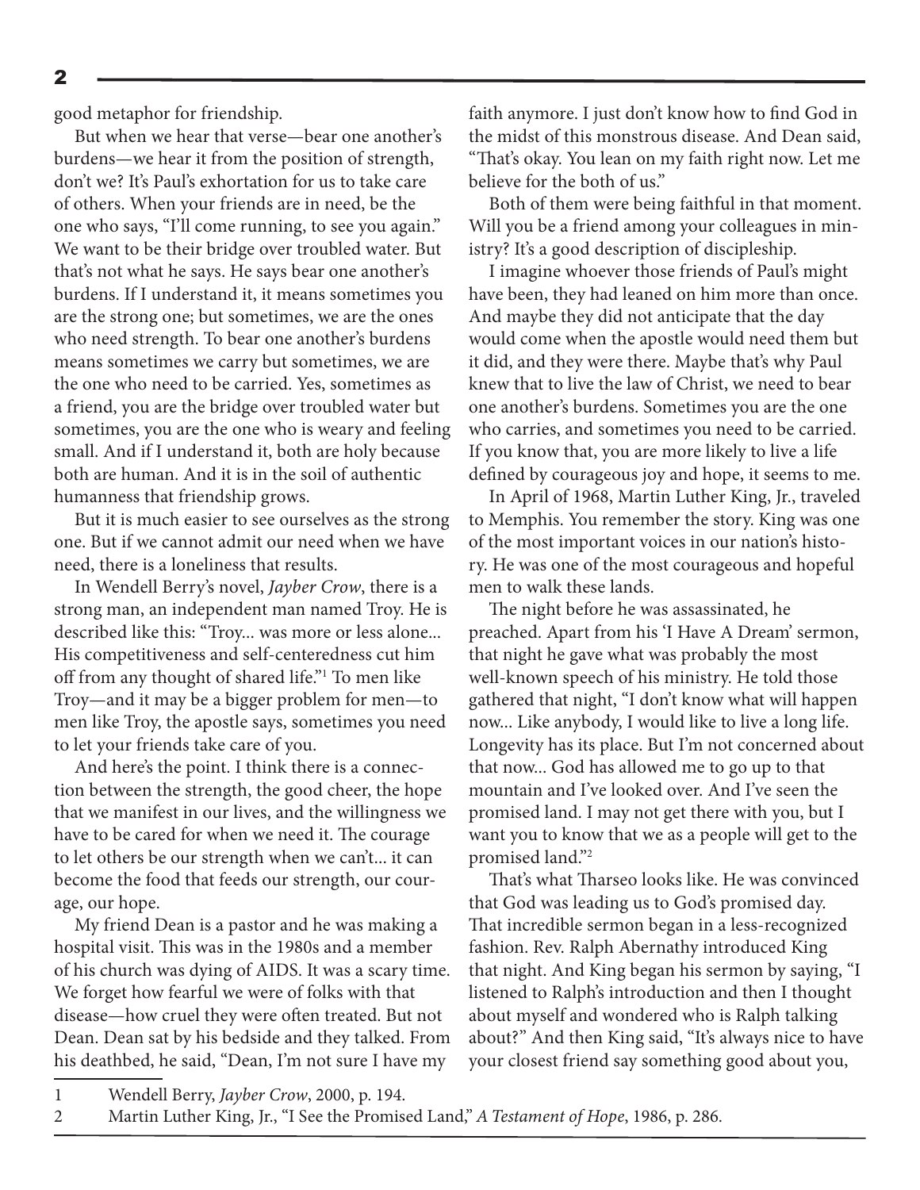good metaphor for friendship.

But when we hear that verse—bear one another's burdens—we hear it from the position of strength, don't we? It's Paul's exhortation for us to take care of others. When your friends are in need, be the one who says, "I'll come running, to see you again." We want to be their bridge over troubled water. But that's not what he says. He says bear one another's burdens. If I understand it, it means sometimes you are the strong one; but sometimes, we are the ones who need strength. To bear one another's burdens means sometimes we carry but sometimes, we are the one who need to be carried. Yes, sometimes as a friend, you are the bridge over troubled water but sometimes, you are the one who is weary and feeling small. And if I understand it, both are holy because both are human. And it is in the soil of authentic humanness that friendship grows.

But it is much easier to see ourselves as the strong one. But if we cannot admit our need when we have need, there is a loneliness that results.

In Wendell Berry's novel, *Jayber Crow*, there is a strong man, an independent man named Troy. He is described like this: "Troy... was more or less alone... His competitiveness and self-centeredness cut him off from any thought of shared life."[1] To men like Troy—and it may be a bigger problem for men—to men like Troy, the apostle says, sometimes you need to let your friends take care of you.

And here's the point. I think there is a connection between the strength, the good cheer, the hope that we manifest in our lives, and the willingness we have to be cared for when we need it. The courage to let others be our strength when we can't... it can become the food that feeds our strength, our courage, our hope.

My friend Dean is a pastor and he was making a hospital visit. This was in the 1980s and a member of his church was dying of AIDS. It was a scary time. We forget how fearful we were of folks with that disease—how cruel they were often treated. But not Dean. Dean sat by his bedside and they talked. From his deathbed, he said, "Dean, I'm not sure I have my faith anymore. I just don't know how to find God in the midst of this monstrous disease. And Dean said, "That's okay. You lean on my faith right now. Let me believe for the both of us."

Both of them were being faithful in that moment. Will you be a friend among your colleagues in ministry? It's a good description of discipleship.

I imagine whoever those friends of Paul's might have been, they had leaned on him more than once. And maybe they did not anticipate that the day would come when the apostle would need them but it did, and they were there. Maybe that's why Paul knew that to live the law of Christ, we need to bear one another's burdens. Sometimes you are the one who carries, and sometimes you need to be carried. If you know that, you are more likely to live a life defined by courageous joy and hope, it seems to me.

In April of 1968, Martin Luther King, Jr., traveled to Memphis. You remember the story. King was one of the most important voices in our nation's history. He was one of the most courageous and hopeful men to walk these lands.

The night before he was assassinated, he preached. Apart from his 'I Have A Dream' sermon, that night he gave what was probably the most well-known speech of his ministry. He told those gathered that night, "I don't know what will happen now... Like anybody, I would like to live a long life. Longevity has its place. But I'm not concerned about that now... God has allowed me to go up to that mountain and I've looked over. And I've seen the promised land. I may not get there with you, but I want you to know that we as a people will get to the promised land."[2]

That's what Tharseo looks like. He was convinced that God was leading us to God's promised day. That incredible sermon began in a less-recognized fashion. Rev. Ralph Abernathy introduced King that night. And King began his sermon by saying, "I listened to Ralph's introduction and then I thought about myself and wondered who is Ralph talking about?" And then King said, "It's always nice to have your closest friend say something good about you,

---

1 Wendell Berry, *Jayber Crow*, 2000, p. 194.

2 Martin Luther King, Jr., "I See the Promised Land," *A Testament of Hope*, 1986, p. 286.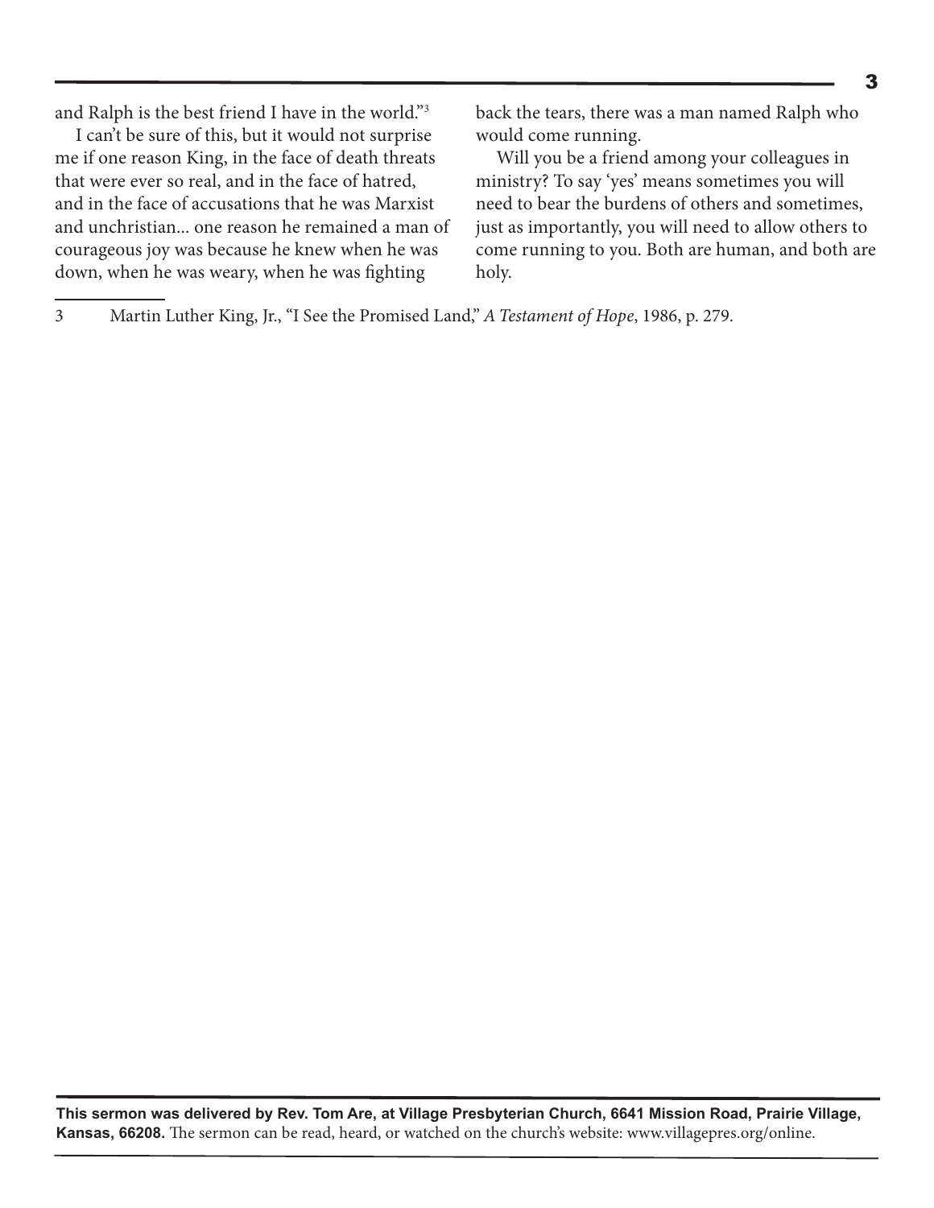and Ralph is the best friend I have in the world."[3]

I can't be sure of this, but it would not surprise me if one reason King, in the face of death threats that were ever so real, and in the face of hatred, and in the face of accusations that he was Marxist and unchristian... one reason he remained a man of courageous joy was because he knew when he was down, when he was weary, when he was fighting back the tears, there was a man named Ralph who would come running.

Will you be a friend among your colleagues in ministry? To say 'yes' means sometimes you will need to bear the burdens of others and sometimes, just as importantly, you will need to allow others to come running to you. Both are human, and both are holy.

---

3 Martin Luther King, Jr., "I See the Promised Land," *A Testament of Hope*, 1986, p. 279.

---

**This sermon was delivered by Rev. Tom Are, at Village Presbyterian Church, 6641 Mission Road, Prairie Village, Kansas, 66208.** The sermon can be read, heard, or watched on the church's website: www.villagepres.org/online.